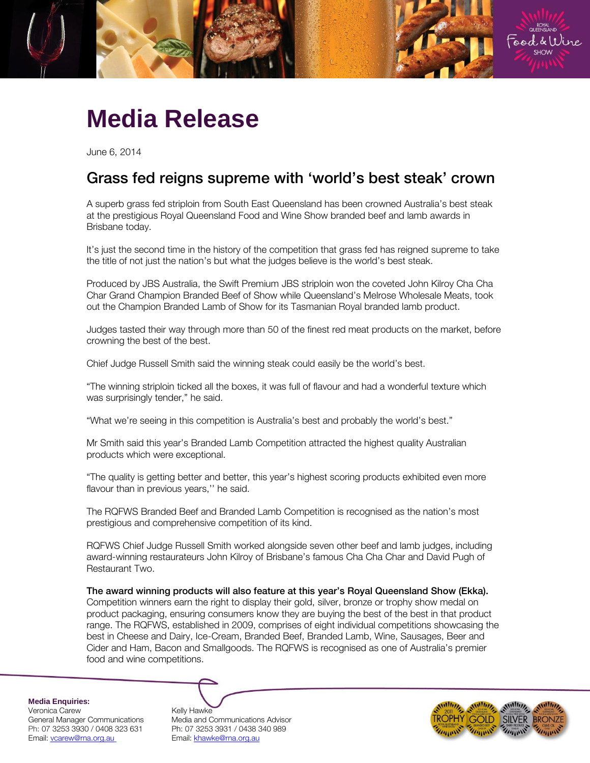# Media Release

June 6, 2014

## Grass fed reigns supreme with 'world's best steak' crown

A superb grass fed striploin from South East Queensland has been crowned Australia's best steak at the prestigious Royal Queensland Food and Wine Show branded beef and lamb awards in Brisbane today.

It's just the second time in the history of the competition that grass fed has reigned supreme to take the title of not just the nation's but what the judges believe is the world's best steak.

Produced by JBS Australia, the Swift Premium JBS striploin won the coveted John Kilroy Cha Cha Char Grand Champion Branded Beef of Show while Queensland's Melrose Wholesale Meats, took out the Champion Branded Lamb of Show for its Tasmanian Royal branded lamb product.

Judges tasted their way through more than 50 of the finest red meat products on the market, before crowning the best of the best.

Chief Judge Russell Smith said the winning steak could easily be the world's best.

"The winning striploin ticked all the boxes, it was full of flavour and had a wonderful texture which was surprisingly tender," he said.

"What we're seeing in this competition is Australia's best and probably the world's best."

Mr Smith said this year's Branded Lamb Competition attracted the highest quality Australian products which were exceptional.

"The quality is getting better and better, this year's highest scoring products exhibited even more flavour than in previous years,'' he said.

The RQFWS Branded Beef and Branded Lamb Competition is recognised as the nation's most prestigious and comprehensive competition of its kind.

RQFWS Chief Judge Russell Smith worked alongside seven other beef and lamb judges, including award-winning restaurateurs John Kilroy of Brisbane's famous Cha Cha Char and David Pugh of Restaurant Two.

**The award winning products will also feature at this year's Royal Queensland Show (Ekka).** Competition winners earn the right to display their gold, silver, bronze or trophy show medal on product packaging, ensuring consumers know they are buying the best of the best in that product range. The RQFWS, established in 2009, comprises of eight individual competitions showcasing the best in Cheese and Dairy, Ice-Cream, Branded Beef, Branded Lamb, Wine, Sausages, Beer and Cider and Ham, Bacon and Smallgoods. The RQFWS is recognised as one of Australia's premier food and wine competitions.

**Media Enquiries:**

Veronica Carew
General Manager Communications
Ph: 07 3253 3930 / 0408 323 631
Email: vcarew@rna.org.au

Kelly Hawke
Media and Communications Advisor
Ph: 07 3253 3931 / 0438 340 989
Email: khawke@rna.org.au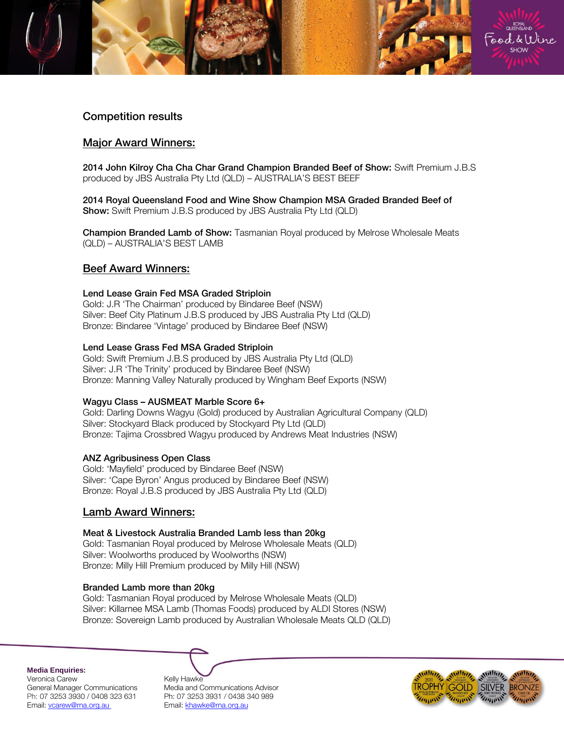## Competition results

### Major Award Winners:

**2014 John Kilroy Cha Cha Char Grand Champion Branded Beef of Show:** Swift Premium J.B.S produced by JBS Australia Pty Ltd (QLD) – AUSTRALIA'S BEST BEEF

**2014 Royal Queensland Food and Wine Show Champion MSA Graded Branded Beef of Show:** Swift Premium J.B.S produced by JBS Australia Pty Ltd (QLD)

**Champion Branded Lamb of Show:** Tasmanian Royal produced by Melrose Wholesale Meats (QLD) – AUSTRALIA'S BEST LAMB

### Beef Award Winners:

**Lend Lease Grain Fed MSA Graded Striploin**
Gold: J.R 'The Chairman' produced by Bindaree Beef (NSW)
Silver: Beef City Platinum J.B.S produced by JBS Australia Pty Ltd (QLD)
Bronze: Bindaree 'Vintage' produced by Bindaree Beef (NSW)

**Lend Lease Grass Fed MSA Graded Striploin**
Gold: Swift Premium J.B.S produced by JBS Australia Pty Ltd (QLD)
Silver: J.R 'The Trinity' produced by Bindaree Beef (NSW)
Bronze: Manning Valley Naturally produced by Wingham Beef Exports (NSW)

**Wagyu Class – AUSMEAT Marble Score 6+**
Gold: Darling Downs Wagyu (Gold) produced by Australian Agricultural Company (QLD)
Silver: Stockyard Black produced by Stockyard Pty Ltd (QLD)
Bronze: Tajima Crossbred Wagyu produced by Andrews Meat Industries (NSW)

**ANZ Agribusiness Open Class**
Gold: 'Mayfield' produced by Bindaree Beef (NSW)
Silver: 'Cape Byron' Angus produced by Bindaree Beef (NSW)
Bronze: Royal J.B.S produced by JBS Australia Pty Ltd (QLD)

### Lamb Award Winners:

**Meat & Livestock Australia Branded Lamb less than 20kg**
Gold: Tasmanian Royal produced by Melrose Wholesale Meats (QLD)
Silver: Woolworths produced by Woolworths (NSW)
Bronze: Milly Hill Premium produced by Milly Hill (NSW)

**Branded Lamb more than 20kg**
Gold: Tasmanian Royal produced by Melrose Wholesale Meats (QLD)
Silver: Killarnee MSA Lamb (Thomas Foods) produced by ALDI Stores (NSW)
Bronze: Sovereign Lamb produced by Australian Wholesale Meats QLD (QLD)

**Media Enquiries:**
Veronica Carew
General Manager Communications
Ph: 07 3253 3930 / 0408 323 631
Email: vcarew@rna.org.au

Kelly Hawke
Media and Communications Advisor
Ph: 07 3253 3931 / 0438 340 989
Email: khawke@rna.org.au